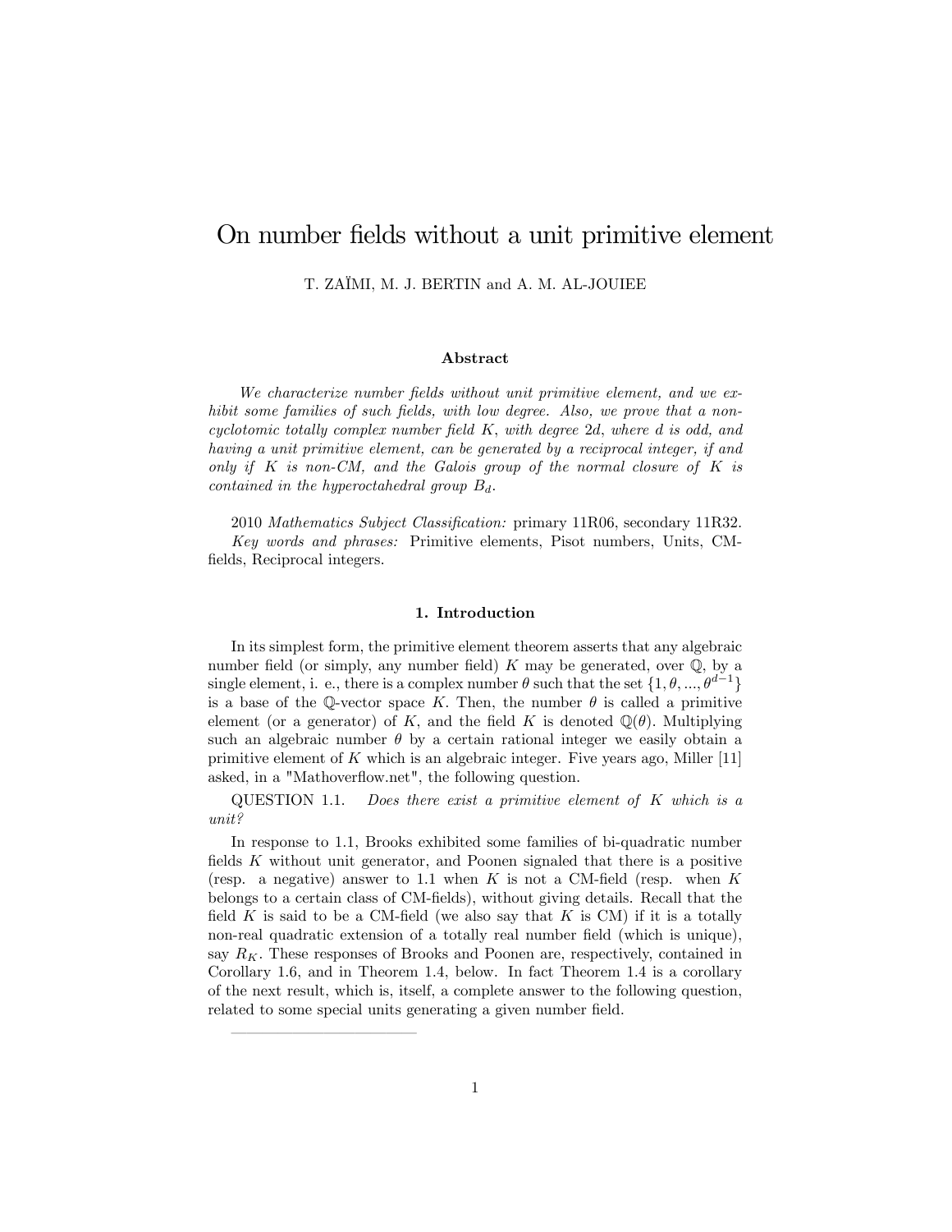# On number fields without a unit primitive element

T. ZAÏMI, M. J. BERTIN and A. M. AL-JOUIEE

### Abstract

*We characterize number fields without unit primitive element, and we exhibit some families of such fields, with low degree. Also, we prove that a non-cyclotomic totally complex number field $K$, with degree $2d$, where $d$ is odd, and having a unit primitive element, can be generated by a reciprocal integer, if and only if $K$ is non-CM, and the Galois group of the normal closure of $K$ is contained in the hyperoctahedral group $B_d$.*

2010 *Mathematics Subject Classification:* primary 11R06, secondary 11R32.
*Key words and phrases:* Primitive elements, Pisot numbers, Units, CM-fields, Reciprocal integers.

### 1. Introduction

In its simplest form, the primitive element theorem asserts that any algebraic number field (or simply, any number field) $K$ may be generated, over $\mathbb{Q}$, by a single element, i. e., there is a complex number $\theta$ such that the set $\{1, \theta, ..., \theta^{d-1}\}$ is a base of the $\mathbb{Q}$-vector space $K$. Then, the number $\theta$ is called a primitive element (or a generator) of $K$, and the field $K$ is denoted $\mathbb{Q}(\theta)$. Multiplying such an algebraic number $\theta$ by a certain rational integer we easily obtain a primitive element of $K$ which is an algebraic integer. Five years ago, Miller [11] asked, in a "Mathoverflow.net", the following question.

QUESTION 1.1. *Does there exist a primitive element of $K$ which is a unit?*

In response to 1.1, Brooks exhibited some families of bi-quadratic number fields $K$ without unit generator, and Poonen signaled that there is a positive (resp. a negative) answer to 1.1 when $K$ is not a CM-field (resp. when $K$ belongs to a certain class of CM-fields), without giving details. Recall that the field $K$ is said to be a CM-field (we also say that $K$ is CM) if it is a totally non-real quadratic extension of a totally real number field (which is unique), say $R_K$. These responses of Brooks and Poonen are, respectively, contained in Corollary 1.6, and in Theorem 1.4, below. In fact Theorem 1.4 is a corollary of the next result, which is, itself, a complete answer to the following question, related to some special units generating a given number field.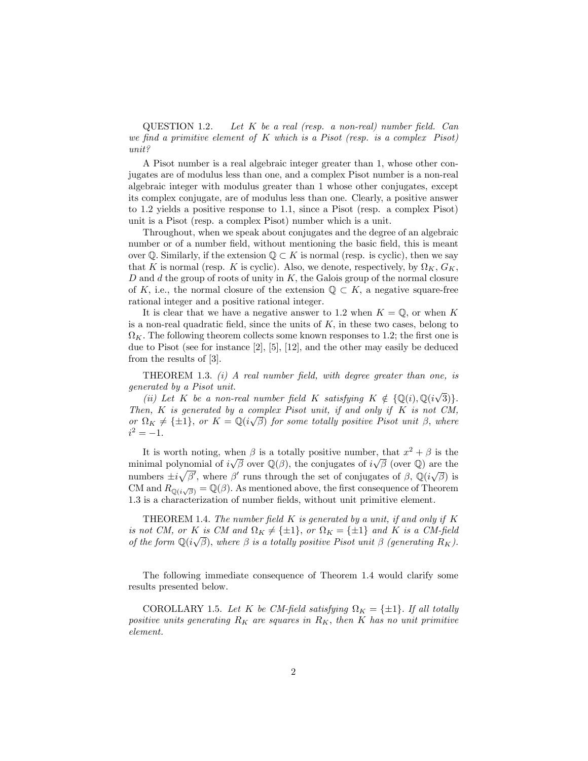QUESTION 1.2. *Let $K$ be a real (resp. a non-real) number field. Can we find a primitive element of $K$ which is a Pisot (resp. is a complex Pisot) unit?*

A Pisot number is a real algebraic integer greater than 1, whose other conjugates are of modulus less than one, and a complex Pisot number is a non-real algebraic integer with modulus greater than 1 whose other conjugates, except its complex conjugate, are of modulus less than one. Clearly, a positive answer to 1.2 yields a positive response to 1.1, since a Pisot (resp. a complex Pisot) unit is a Pisot (resp. a complex Pisot) number which is a unit.

Throughout, when we speak about conjugates and the degree of an algebraic number or of a number field, without mentioning the basic field, this is meant over $\mathbb{Q}$. Similarly, if the extension $\mathbb{Q} \subset K$ is normal (resp. is cyclic), then we say that $K$ is normal (resp. $K$ is cyclic). Also, we denote, respectively, by $\Omega_K$, $G_K$, $D$ and $d$ the group of roots of unity in $K$, the Galois group of the normal closure of $K$, i.e., the normal closure of the extension $\mathbb{Q} \subset K$, a negative square-free rational integer and a positive rational integer.

It is clear that we have a negative answer to 1.2 when $K = \mathbb{Q}$, or when $K$ is a non-real quadratic field, since the units of $K$, in these two cases, belong to $\Omega_K$. The following theorem collects some known responses to 1.2; the first one is due to Pisot (see for instance [2], [5], [12], and the other may easily be deduced from the results of [3].

THEOREM 1.3. *(i) A real number field, with degree greater than one, is generated by a Pisot unit.*

*(ii) Let $K$ be a non-real number field $K$ satisfying $K \notin \{\mathbb{Q}(i), \mathbb{Q}(i\sqrt{3})\}$. Then, $K$ is generated by a complex Pisot unit, if and only if $K$ is not CM, or $\Omega_K \neq \{\pm 1\}$, or $K = \mathbb{Q}(i\sqrt{\beta})$ for some totally positive Pisot unit $\beta$, where $i^2 = -1$.*

It is worth noting, when $\beta$ is a totally positive number, that $x^2 + \beta$ is the minimal polynomial of $i\sqrt{\beta}$ over $\mathbb{Q}(\beta)$, the conjugates of $i\sqrt{\beta}$ (over $\mathbb{Q}$) are the numbers $\pm i\sqrt{\beta'}$, where $\beta'$ runs through the set of conjugates of $\beta$, $\mathbb{Q}(i\sqrt{\beta})$ is CM and $R_{\mathbb{Q}(i\sqrt{\beta})} = \mathbb{Q}(\beta)$. As mentioned above, the first consequence of Theorem 1.3 is a characterization of number fields, without unit primitive element.

THEOREM 1.4. *The number field $K$ is generated by a unit, if and only if $K$ is not CM, or $K$ is CM and $\Omega_K \neq \{\pm 1\}$, or $\Omega_K = \{\pm 1\}$ and $K$ is a CM-field of the form $\mathbb{Q}(i\sqrt{\beta})$, where $\beta$ is a totally positive Pisot unit $\beta$ (generating $R_K$).*

The following immediate consequence of Theorem 1.4 would clarify some results presented below.

COROLLARY 1.5. *Let $K$ be CM-field satisfying $\Omega_K = \{\pm 1\}$. If all totally positive units generating $R_K$ are squares in $R_K$, then $K$ has no unit primitive element.*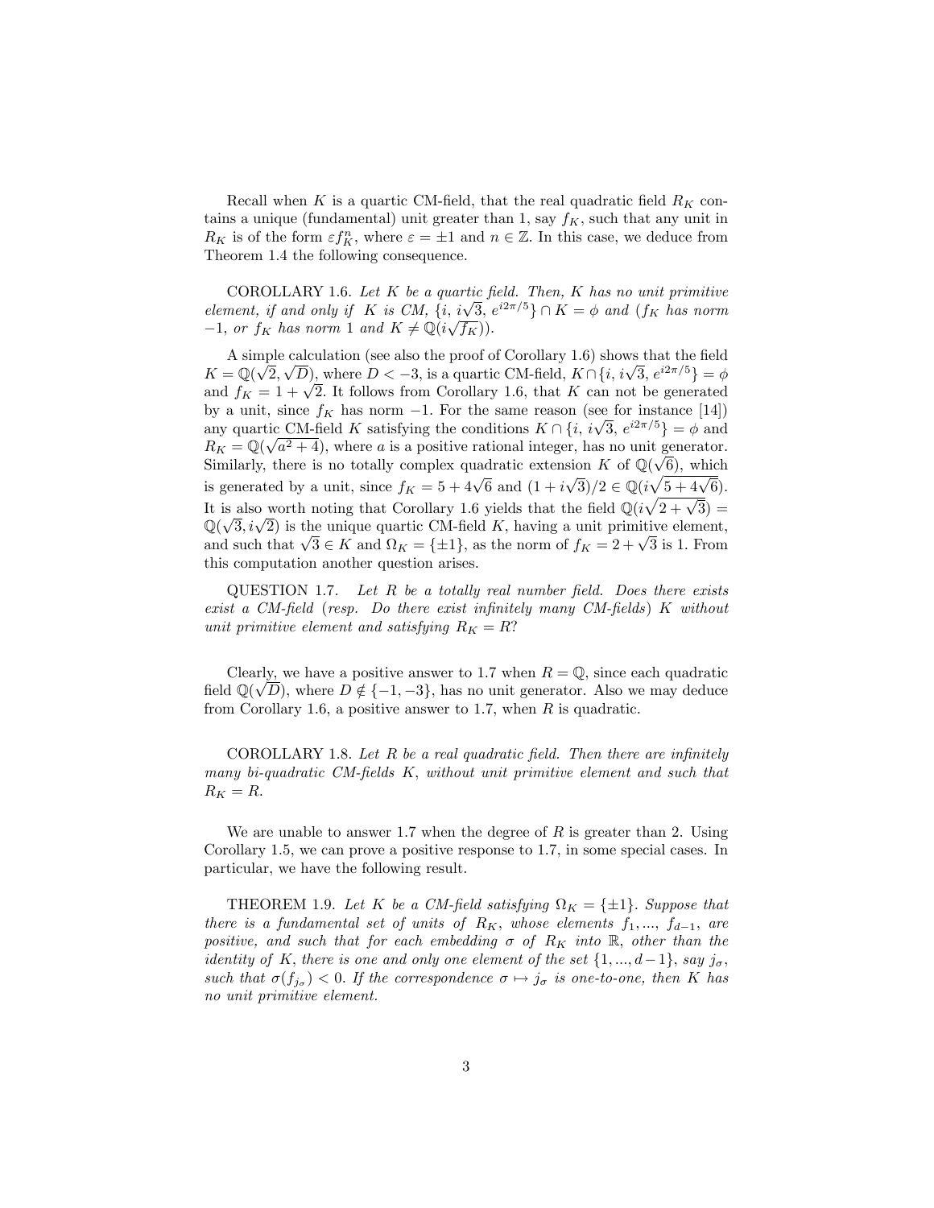Recall when $K$ is a quartic CM-field, that the real quadratic field $R_K$ contains a unique (fundamental) unit greater than 1, say $f_K$, such that any unit in $R_K$ is of the form $\varepsilon f_K^n$, where $\varepsilon = \pm 1$ and $n \in \mathbb{Z}$. In this case, we deduce from Theorem 1.4 the following consequence.

COROLLARY 1.6. *Let $K$ be a quartic field. Then, $K$ has no unit primitive element, if and only if $K$ is CM, $\{i,\, i\sqrt{3},\, e^{i2\pi/5}\} \cap K = \phi$ and ($f_K$ has norm $-1$, or $f_K$ has norm 1 and $K \neq \mathbb{Q}(i\sqrt{f_K})$).*

A simple calculation (see also the proof of Corollary 1.6) shows that the field $K = \mathbb{Q}(\sqrt{2}, \sqrt{D})$, where $D < -3$, is a quartic CM-field, $K \cap \{i,\, i\sqrt{3},\, e^{i2\pi/5}\} = \phi$ and $f_K = 1 + \sqrt{2}$. It follows from Corollary 1.6, that $K$ can not be generated by a unit, since $f_K$ has norm $-1$. For the same reason (see for instance [14]) any quartic CM-field $K$ satisfying the conditions $K \cap \{i,\, i\sqrt{3},\, e^{i2\pi/5}\} = \phi$ and $R_K = \mathbb{Q}(\sqrt{a^2+4})$, where $a$ is a positive rational integer, has no unit generator. Similarly, there is no totally complex quadratic extension $K$ of $\mathbb{Q}(\sqrt{6})$, which is generated by a unit, since $f_K = 5 + 4\sqrt{6}$ and $(1 + i\sqrt{3})/2 \in \mathbb{Q}(i\sqrt{5 + 4\sqrt{6}})$. It is also worth noting that Corollary 1.6 yields that the field $\mathbb{Q}(i\sqrt{2+\sqrt{3}}) = \mathbb{Q}(\sqrt{3}, i\sqrt{2})$ is the unique quartic CM-field $K$, having a unit primitive element, and such that $\sqrt{3} \in K$ and $\Omega_K = \{\pm 1\}$, as the norm of $f_K = 2 + \sqrt{3}$ is 1. From this computation another question arises.

QUESTION 1.7. *Let $R$ be a totally real number field. Does there exists exist a CM-field (resp. Do there exist infinitely many CM-fields) $K$ without unit primitive element and satisfying $R_K = R$?*

Clearly, we have a positive answer to 1.7 when $R = \mathbb{Q}$, since each quadratic field $\mathbb{Q}(\sqrt{D})$, where $D \notin \{-1, -3\}$, has no unit generator. Also we may deduce from Corollary 1.6, a positive answer to 1.7, when $R$ is quadratic.

COROLLARY 1.8. *Let $R$ be a real quadratic field. Then there are infinitely many bi-quadratic CM-fields $K$, without unit primitive element and such that $R_K = R$.*

We are unable to answer 1.7 when the degree of $R$ is greater than 2. Using Corollary 1.5, we can prove a positive response to 1.7, in some special cases. In particular, we have the following result.

THEOREM 1.9. *Let $K$ be a CM-field satisfying $\Omega_K = \{\pm 1\}$. Suppose that there is a fundamental set of units of $R_K$, whose elements $f_1, ..., f_{d-1}$, are positive, and such that for each embedding $\sigma$ of $R_K$ into $\mathbb{R}$, other than the identity of $K$, there is one and only one element of the set $\{1, ..., d-1\}$, say $j_\sigma$, such that $\sigma(f_{j_\sigma}) < 0$. If the correspondence $\sigma \mapsto j_\sigma$ is one-to-one, then $K$ has no unit primitive element.*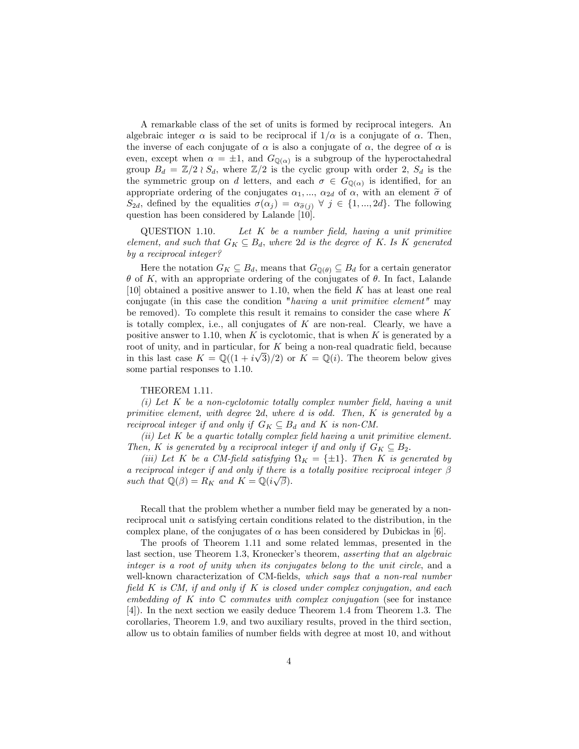A remarkable class of the set of units is formed by reciprocal integers. An algebraic integer $\alpha$ is said to be reciprocal if $1/\alpha$ is a conjugate of $\alpha$. Then, the inverse of each conjugate of $\alpha$ is also a conjugate of $\alpha$, the degree of $\alpha$ is even, except when $\alpha = \pm 1$, and $G_{\mathbb{Q}(\alpha)}$ is a subgroup of the hyperoctahedral group $B_d = \mathbb{Z}/2 \wr S_d$, where $\mathbb{Z}/2$ is the cyclic group with order 2, $S_d$ is the the symmetric group on $d$ letters, and each $\sigma \in G_{\mathbb{Q}(\alpha)}$ is identified, for an appropriate ordering of the conjugates $\alpha_1, ..., \alpha_{2d}$ of $\alpha$, with an element $\widetilde{\sigma}$ of $S_{2d}$, defined by the equalities $\sigma(\alpha_j) = \alpha_{\widetilde{\sigma}(j)}$ $\forall$ $j \in \{1, ..., 2d\}$. The following question has been considered by Lalande [10].

QUESTION 1.10. *Let $K$ be a number field, having a unit primitive element, and such that $G_K \subseteq B_d$, where $2d$ is the degree of $K$. Is $K$ generated by a reciprocal integer?*

Here the notation $G_K \subseteq B_d$, means that $G_{\mathbb{Q}(\theta)} \subseteq B_d$ for a certain generator $\theta$ of $K$, with an appropriate ordering of the conjugates of $\theta$. In fact, Lalande [10] obtained a positive answer to 1.10, when the field $K$ has at least one real conjugate (in this case the condition "*having a unit primitive element*" may be removed). To complete this result it remains to consider the case where $K$ is totally complex, i.e., all conjugates of $K$ are non-real. Clearly, we have a positive answer to 1.10, when $K$ is cyclotomic, that is when $K$ is generated by a root of unity, and in particular, for $K$ being a non-real quadratic field, because in this last case $K = \mathbb{Q}((1 + i\sqrt{3})/2)$ or $K = \mathbb{Q}(i)$. The theorem below gives some partial responses to 1.10.

THEOREM 1.11.

*(i) Let $K$ be a non-cyclotomic totally complex number field, having a unit primitive element, with degree $2d$, where $d$ is odd. Then, $K$ is generated by a reciprocal integer if and only if $G_K \subseteq B_d$ and $K$ is non-CM.*

*(ii) Let $K$ be a quartic totally complex field having a unit primitive element. Then, $K$ is generated by a reciprocal integer if and only if $G_K \subseteq B_2$.*

*(iii) Let $K$ be a CM-field satisfying $\Omega_K = \{\pm 1\}$. Then $K$ is generated by a reciprocal integer if and only if there is a totally positive reciprocal integer $\beta$ such that $\mathbb{Q}(\beta) = R_K$ and $K = \mathbb{Q}(i\sqrt{\beta})$.*

Recall that the problem whether a number field may be generated by a non-reciprocal unit $\alpha$ satisfying certain conditions related to the distribution, in the complex plane, of the conjugates of $\alpha$ has been considered by Dubickas in [6].

The proofs of Theorem 1.11 and some related lemmas, presented in the last section, use Theorem 1.3, Kronecker's theorem, *asserting that an algebraic integer is a root of unity when its conjugates belong to the unit circle*, and a well-known characterization of CM-fields, *which says that a non-real number field $K$ is CM, if and only if $K$ is closed under complex conjugation, and each embedding of $K$ into $\mathbb{C}$ commutes with complex conjugation* (see for instance [4]). In the next section we easily deduce Theorem 1.4 from Theorem 1.3. The corollaries, Theorem 1.9, and two auxiliary results, proved in the third section, allow us to obtain families of number fields with degree at most 10, and without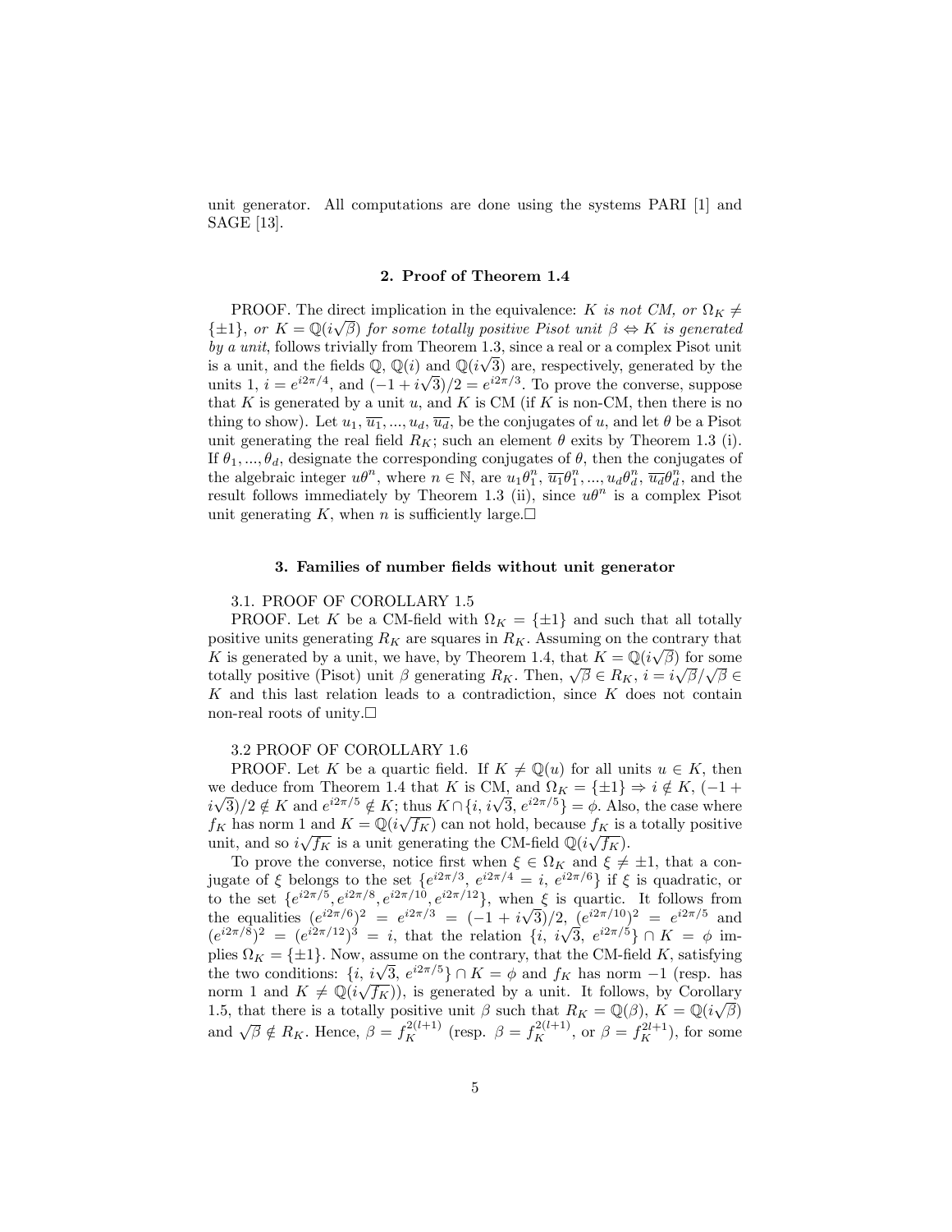unit generator. All computations are done using the systems PARI [1] and SAGE [13].

## 2. Proof of Theorem 1.4

PROOF. The direct implication in the equivalence: *$K$ is not CM, or $\Omega_K \neq \{\pm 1\}$, or $K = \mathbb{Q}(i\sqrt{\beta})$ for some totally positive Pisot unit $\beta$* $\Leftrightarrow$ *$K$ is generated by a unit*, follows trivially from Theorem 1.3, since a real or a complex Pisot unit is a unit, and the fields $\mathbb{Q}$, $\mathbb{Q}(i)$ and $\mathbb{Q}(i\sqrt{3})$ are, respectively, generated by the units 1, $i = e^{i2\pi/4}$, and $(-1+i\sqrt{3})/2 = e^{i2\pi/3}$. To prove the converse, suppose that $K$ is generated by a unit $u$, and $K$ is CM (if $K$ is non-CM, then there is no thing to show). Let $u_1, \overline{u_1}, ..., u_d, \overline{u_d}$, be the conjugates of $u$, and let $\theta$ be a Pisot unit generating the real field $R_K$; such an element $\theta$ exits by Theorem 1.3 (i). If $\theta_1, ..., \theta_d$, designate the corresponding conjugates of $\theta$, then the conjugates of the algebraic integer $u\theta^n$, where $n \in \mathbb{N}$, are $u_1\theta_1^n$, $\overline{u_1}\theta_1^n, ..., u_d\theta_d^n$, $\overline{u_d}\theta_d^n$, and the result follows immediately by Theorem 1.3 (ii), since $u\theta^n$ is a complex Pisot unit generating $K$, when $n$ is sufficiently large.□

## 3. Families of number fields without unit generator

### 3.1. PROOF OF COROLLARY 1.5

PROOF. Let $K$ be a CM-field with $\Omega_K = \{\pm 1\}$ and such that all totally positive units generating $R_K$ are squares in $R_K$. Assuming on the contrary that $K$ is generated by a unit, we have, by Theorem 1.4, that $K = \mathbb{Q}(i\sqrt{\beta})$ for some totally positive (Pisot) unit $\beta$ generating $R_K$. Then, $\sqrt{\beta} \in R_K$, $i = i\sqrt{\beta}/\sqrt{\beta} \in K$ and this last relation leads to a contradiction, since $K$ does not contain non-real roots of unity.□

### 3.2 PROOF OF COROLLARY 1.6

PROOF. Let $K$ be a quartic field. If $K \neq \mathbb{Q}(u)$ for all units $u \in K$, then we deduce from Theorem 1.4 that $K$ is CM, and $\Omega_K = \{\pm 1\} \Rightarrow i \notin K$, $(-1+i\sqrt{3})/2 \notin K$ and $e^{i2\pi/5} \notin K$; thus $K \cap \{i, i\sqrt{3}, e^{i2\pi/5}\} = \phi$. Also, the case where $f_K$ has norm 1 and $K = \mathbb{Q}(i\sqrt{f_K})$ can not hold, because $f_K$ is a totally positive unit, and so $i\sqrt{f_K}$ is a unit generating the CM-field $\mathbb{Q}(i\sqrt{f_K})$.

To prove the converse, notice first when $\xi \in \Omega_K$ and $\xi \neq \pm 1$, that a conjugate of $\xi$ belongs to the set $\{e^{i2\pi/3}, e^{i2\pi/4} = i, e^{i2\pi/6}\}$ if $\xi$ is quadratic, or to the set $\{e^{i2\pi/5}, e^{i2\pi/8}, e^{i2\pi/10}, e^{i2\pi/12}\}$, when $\xi$ is quartic. It follows from the equalities $(e^{i2\pi/6})^2 = e^{i2\pi/3} = (-1+i\sqrt{3})/2$, $(e^{i2\pi/10})^2 = e^{i2\pi/5}$ and $(e^{i2\pi/8})^2 = (e^{i2\pi/12})^3 = i$, that the relation $\{i, i\sqrt{3}, e^{i2\pi/5}\} \cap K = \phi$ implies $\Omega_K = \{\pm 1\}$. Now, assume on the contrary, that the CM-field $K$, satisfying the two conditions: $\{i, i\sqrt{3}, e^{i2\pi/5}\} \cap K = \phi$ and $f_K$ has norm $-1$ (resp. has norm 1 and $K \neq \mathbb{Q}(i\sqrt{f_K})$), is generated by a unit. It follows, by Corollary 1.5, that there is a totally positive unit $\beta$ such that $R_K = \mathbb{Q}(\beta)$, $K = \mathbb{Q}(i\sqrt{\beta})$ and $\sqrt{\beta} \notin R_K$. Hence, $\beta = f_K^{2(l+1)}$ (resp. $\beta = f_K^{2(l+1)}$, or $\beta = f_K^{2l+1}$), for some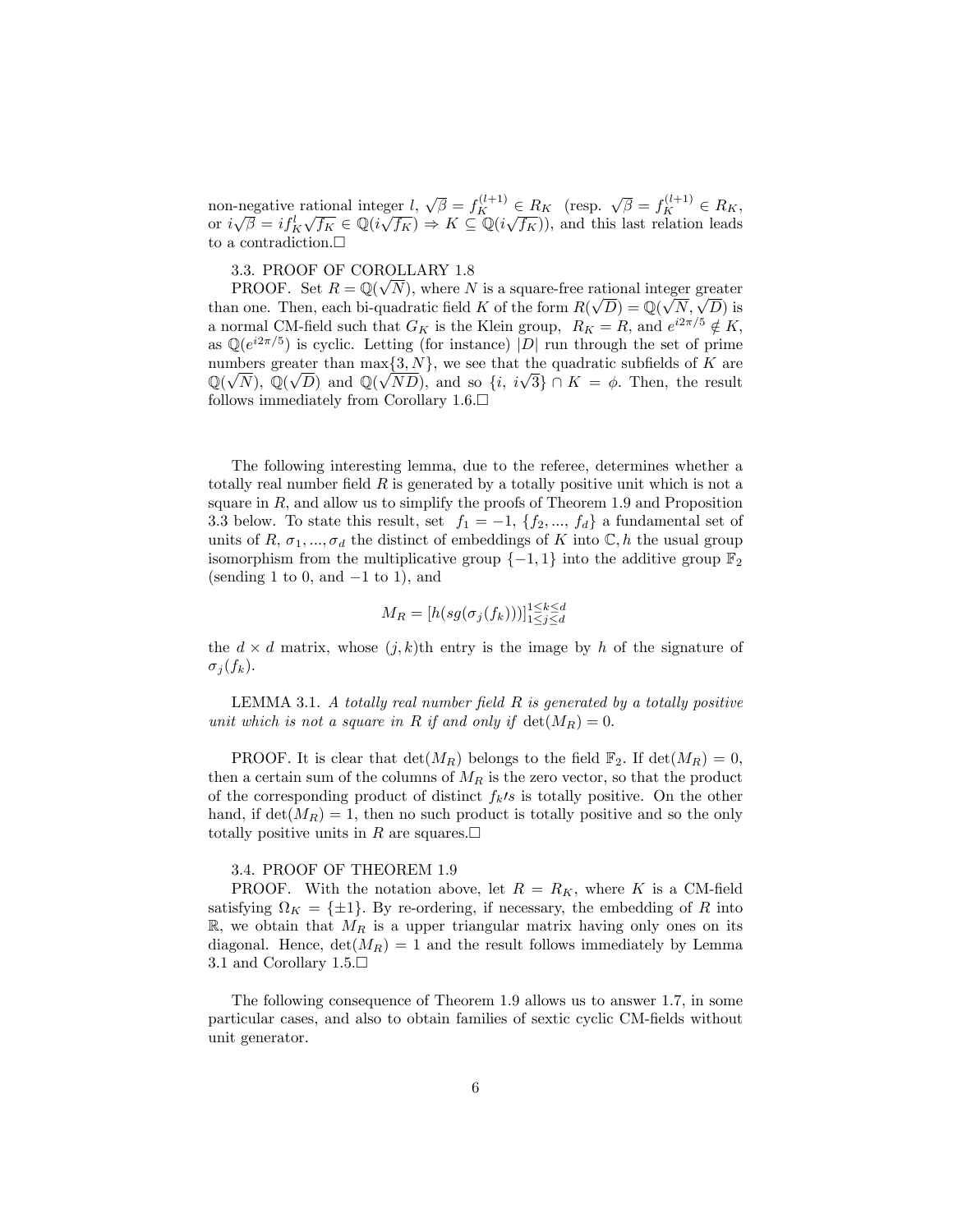non-negative rational integer $l$, $\sqrt{\beta} = f_K^{(l+1)} \in R_K$ (resp. $\sqrt{\beta} = f_K^{(l+1)} \in R_K$, or $i\sqrt{\beta} = if_K^l\sqrt{f_K} \in \mathbb{Q}(i\sqrt{f_K}) \Rightarrow K \subseteq \mathbb{Q}(i\sqrt{f_K})$), and this last relation leads to a contradiction.□

3.3. PROOF OF COROLLARY 1.8

PROOF. Set $R = \mathbb{Q}(\sqrt{N})$, where $N$ is a square-free rational integer greater than one. Then, each bi-quadratic field $K$ of the form $R(\sqrt{D}) = \mathbb{Q}(\sqrt{N}, \sqrt{D})$ is a normal CM-field such that $G_K$ is the Klein group, $R_K = R$, and $e^{i2\pi/5} \notin K$, as $\mathbb{Q}(e^{i2\pi/5})$ is cyclic. Letting (for instance) $|D|$ run through the set of prime numbers greater than $\max\{3, N\}$, we see that the quadratic subfields of $K$ are $\mathbb{Q}(\sqrt{N})$, $\mathbb{Q}(\sqrt{D})$ and $\mathbb{Q}(\sqrt{ND})$, and so $\{i,\ i\sqrt{3}\} \cap K = \phi$. Then, the result follows immediately from Corollary 1.6.□

The following interesting lemma, due to the referee, determines whether a totally real number field $R$ is generated by a totally positive unit which is not a square in $R$, and allow us to simplify the proofs of Theorem 1.9 and Proposition 3.3 below. To state this result, set $f_1 = -1$, $\{f_2, ..., f_d\}$ a fundamental set of units of $R$, $\sigma_1, ..., \sigma_d$ the distinct of embeddings of $K$ into $\mathbb{C}, h$ the usual group isomorphism from the multiplicative group $\{-1, 1\}$ into the additive group $\mathbb{F}_2$ (sending 1 to 0, and $-1$ to 1), and

$$M_R = [h(sg(\sigma_j(f_k)))]_{1\leq j\leq d}^{1\leq k\leq d}$$

the $d \times d$ matrix, whose $(j, k)$th entry is the image by $h$ of the signature of $\sigma_j(f_k)$.

LEMMA 3.1. *A totally real number field $R$ is generated by a totally positive unit which is not a square in $R$ if and only if $\det(M_R) = 0$.*

PROOF. It is clear that $\det(M_R)$ belongs to the field $\mathbb{F}_2$. If $\det(M_R) = 0$, then a certain sum of the columns of $M_R$ is the zero vector, so that the product of the corresponding product of distinct $f_k$′s is totally positive. On the other hand, if $\det(M_R) = 1$, then no such product is totally positive and so the only totally positive units in $R$ are squares.□

3.4. PROOF OF THEOREM 1.9

PROOF. With the notation above, let $R = R_K$, where $K$ is a CM-field satisfying $\Omega_K = \{\pm 1\}$. By re-ordering, if necessary, the embedding of $R$ into $\mathbb{R}$, we obtain that $M_R$ is a upper triangular matrix having only ones on its diagonal. Hence, $\det(M_R) = 1$ and the result follows immediately by Lemma 3.1 and Corollary 1.5.□

The following consequence of Theorem 1.9 allows us to answer 1.7, in some particular cases, and also to obtain families of sextic cyclic CM-fields without unit generator.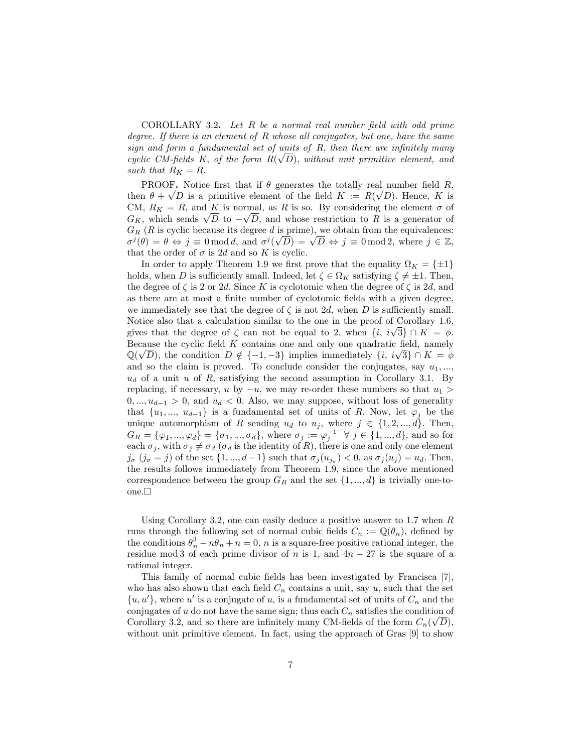COROLLARY 3.2. *Let $R$ be a normal real number field with odd prime degree. If there is an element of $R$ whose all conjugates, but one, have the same sign and form a fundamental set of units of $R$, then there are infinitely many cyclic CM-fields $K$, of the form $R(\sqrt{D})$, without unit primitive element, and such that $R_K = R$.*

PROOF. Notice first that if $\theta$ generates the totally real number field $R$, then $\theta + \sqrt{D}$ is a primitive element of the field $K := R(\sqrt{D})$. Hence, $K$ is CM, $R_K = R$, and $K$ is normal, as $R$ is so. By considering the element $\sigma$ of $G_K$, which sends $\sqrt{D}$ to $-\sqrt{D}$, and whose restriction to $R$ is a generator of $G_R$ ($R$ is cyclic because its degree $d$ is prime), we obtain from the equivalences: $\sigma^j(\theta) = \theta \Leftrightarrow j \equiv 0 \bmod d$, and $\sigma^j(\sqrt{D}) = \sqrt{D} \Leftrightarrow j \equiv 0 \bmod 2$, where $j \in \mathbb{Z}$, that the order of $\sigma$ is $2d$ and so $K$ is cyclic.

In order to apply Theorem 1.9 we first prove that the equality $\Omega_K = \{\pm 1\}$ holds, when $D$ is sufficiently small. Indeed, let $\zeta \in \Omega_K$ satisfying $\zeta \neq \pm 1$. Then, the degree of $\zeta$ is 2 or $2d$. Since $K$ is cyclotomic when the degree of $\zeta$ is $2d$, and as there are at most a finite number of cyclotomic fields with a given degree, we immediately see that the degree of $\zeta$ is not $2d$, when $D$ is sufficiently small. Notice also that a calculation similar to the one in the proof of Corollary 1.6, gives that the degree of $\zeta$ can not be equal to 2, when $\{i,\ i\sqrt{3}\} \cap K = \phi$. Because the cyclic field $K$ contains one and only one quadratic field, namely $\mathbb{Q}(\sqrt{D})$, the condition $D \notin \{-1, -3\}$ implies immediately $\{i,\ i\sqrt{3}\} \cap K = \phi$ and so the claim is proved. To conclude consider the conjugates, say $u_1, ..., u_d$ of a unit $u$ of $R$, satisfying the second assumption in Corollary 3.1. By replacing, if necessary, $u$ by $-u$, we may re-order these numbers so that $u_1 > 0, ..., u_{d-1} > 0$, and $u_d < 0$. Also, we may suppose, without loss of generality that $\{u_1, ...,\ u_{d-1}\}$ is a fundamental set of units of $R$. Now, let $\varphi_j$ be the unique automorphism of $R$ sending $u_d$ to $u_j$, where $j \in \{1, 2, ..., d\}$. Then, $G_R = \{\varphi_1, ..., \varphi_d\} = \{\sigma_1, ..., \sigma_d\}$, where $\sigma_j := \varphi_j^{-1}\ \ \forall\ j \in \{1, ..., d\}$, and so for each $\sigma_j$, with $\sigma_j \neq \sigma_d$ ($\sigma_d$ is the identity of $R$), there is one and only one element $j_\sigma$ ($j_\sigma = j$) of the set $\{1, ..., d-1\}$ such that $\sigma_j(u_{j_\sigma}) < 0$, as $\sigma_j(u_j) = u_d$. Then, the results follows immediately from Theorem 1.9, since the above mentioned correspondence between the group $G_R$ and the set $\{1, ..., d\}$ is trivially one-to-one.□

Using Corollary 3.2, one can easily deduce a positive answer to 1.7 when $R$ runs through the following set of normal cubic fields $C_n := \mathbb{Q}(\theta_n)$, defined by the conditions $\theta_n^3 - n\theta_n + n = 0$, $n$ is a square-free positive rational integer, the residue mod 3 of each prime divisor of $n$ is 1, and $4n - 27$ is the square of a rational integer.

This family of normal cubic fields has been investigated by Francisca [7], who has also shown that each field $C_n$ contains a unit, say $u$, such that the set $\{u, u'\}$, where $u'$ is a conjugate of $u$, is a fundamental set of units of $C_n$ and the conjugates of $u$ do not have the same sign; thus each $C_n$ satisfies the condition of Corollary 3.2, and so there are infinitely many CM-fields of the form $C_n(\sqrt{D})$, without unit primitive element. In fact, using the approach of Gras [9] to show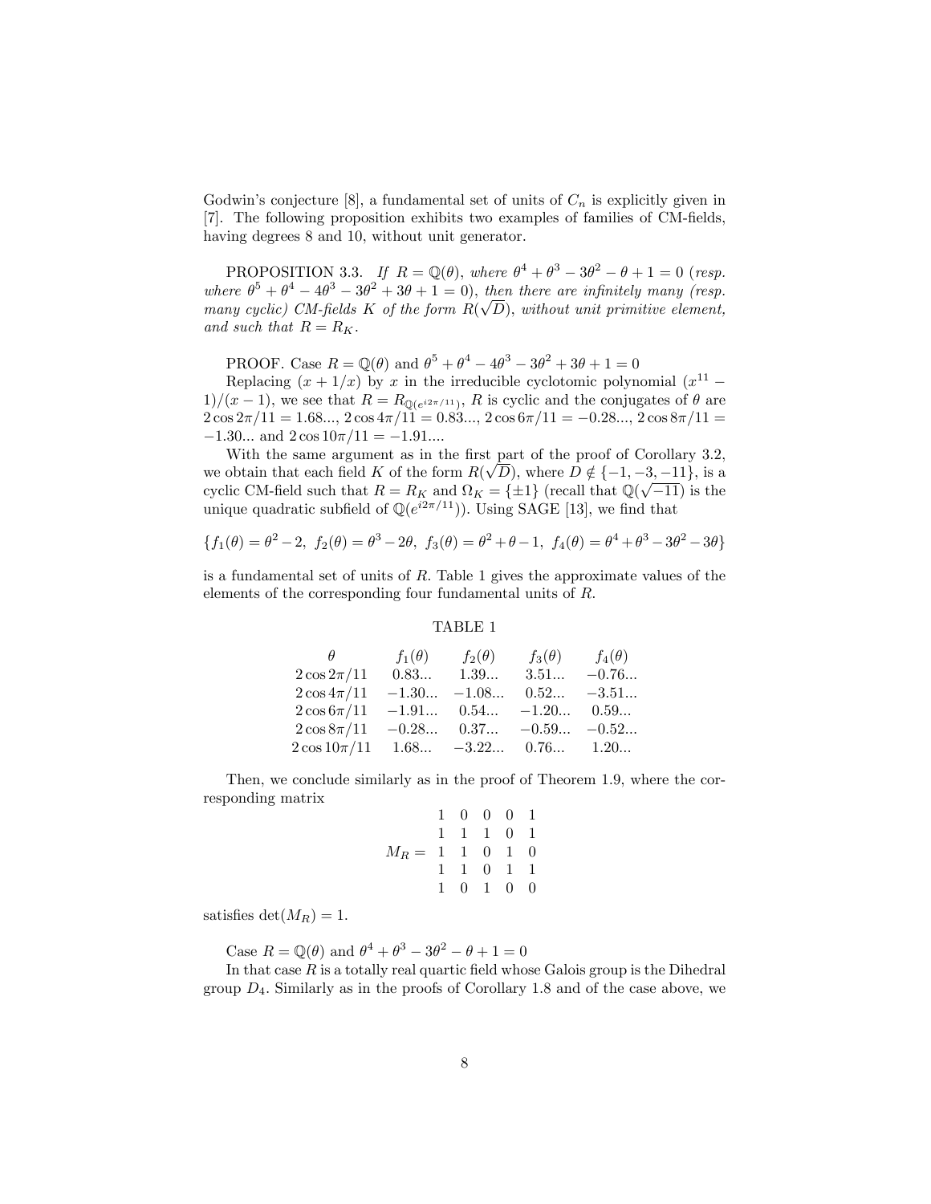Godwin's conjecture [8], a fundamental set of units of $C_n$ is explicitly given in [7]. The following proposition exhibits two examples of families of CM-fields, having degrees 8 and 10, without unit generator.

PROPOSITION 3.3. *If $R = \mathbb{Q}(\theta)$, where $\theta^4 + \theta^3 - 3\theta^2 - \theta + 1 = 0$ (resp. where $\theta^5 + \theta^4 - 4\theta^3 - 3\theta^2 + 3\theta + 1 = 0$), then there are infinitely many (resp. many cyclic) CM-fields $K$ of the form $R(\sqrt{D})$, without unit primitive element, and such that $R = R_K$.*

PROOF. Case $R = \mathbb{Q}(\theta)$ and $\theta^5 + \theta^4 - 4\theta^3 - 3\theta^2 + 3\theta + 1 = 0$

Replacing $(x + 1/x)$ by $x$ in the irreducible cyclotomic polynomial $(x^{11} - 1)/(x-1)$, we see that $R = R_{\mathbb{Q}(e^{i2\pi/11})}$, $R$ is cyclic and the conjugates of $\theta$ are $2\cos 2\pi/11 = 1.68...$, $2\cos 4\pi/11 = 0.83...$, $2\cos 6\pi/11 = -0.28...$, $2\cos 8\pi/11 = -1.30...$ and $2\cos 10\pi/11 = -1.91....$

With the same argument as in the first part of the proof of Corollary 3.2, we obtain that each field $K$ of the form $R(\sqrt{D})$, where $D \notin \{-1, -3, -11\}$, is a cyclic CM-field such that $R = R_K$ and $\Omega_K = \{\pm 1\}$ (recall that $\mathbb{Q}(\sqrt{-11})$ is the unique quadratic subfield of $\mathbb{Q}(e^{i2\pi/11})$). Using SAGE [13], we find that

$$\{f_1(\theta) = \theta^2 - 2,\ f_2(\theta) = \theta^3 - 2\theta,\ f_3(\theta) = \theta^2 + \theta - 1,\ f_4(\theta) = \theta^4 + \theta^3 - 3\theta^2 - 3\theta\}$$

is a fundamental set of units of $R$. Table 1 gives the approximate values of the elements of the corresponding four fundamental units of $R$.

TABLE 1

| $\theta$ | $f_1(\theta)$ | $f_2(\theta)$ | $f_3(\theta)$ | $f_4(\theta)$ |
|---|---|---|---|---|
| $2\cos 2\pi/11$ | 0.83... | 1.39... | 3.51... | −0.76... |
| $2\cos 4\pi/11$ | −1.30... | −1.08... | 0.52... | −3.51... |
| $2\cos 6\pi/11$ | −1.91... | 0.54... | −1.20... | 0.59... |
| $2\cos 8\pi/11$ | −0.28... | 0.37... | −0.59... | −0.52... |
| $2\cos 10\pi/11$ | 1.68... | −3.22... | 0.76... | 1.20... |

Then, we conclude similarly as in the proof of Theorem 1.9, where the corresponding matrix

$$M_R = \begin{matrix} 1 & 0 & 0 & 0 & 1 \\ 1 & 1 & 1 & 0 & 1 \\ 1 & 1 & 0 & 1 & 0 \\ 1 & 1 & 0 & 1 & 1 \\ 1 & 0 & 1 & 0 & 0 \end{matrix}$$

satisfies $\det(M_R) = 1$.

Case $R = \mathbb{Q}(\theta)$ and $\theta^4 + \theta^3 - 3\theta^2 - \theta + 1 = 0$

In that case $R$ is a totally real quartic field whose Galois group is the Dihedral group $D_4$. Similarly as in the proofs of Corollary 1.8 and of the case above, we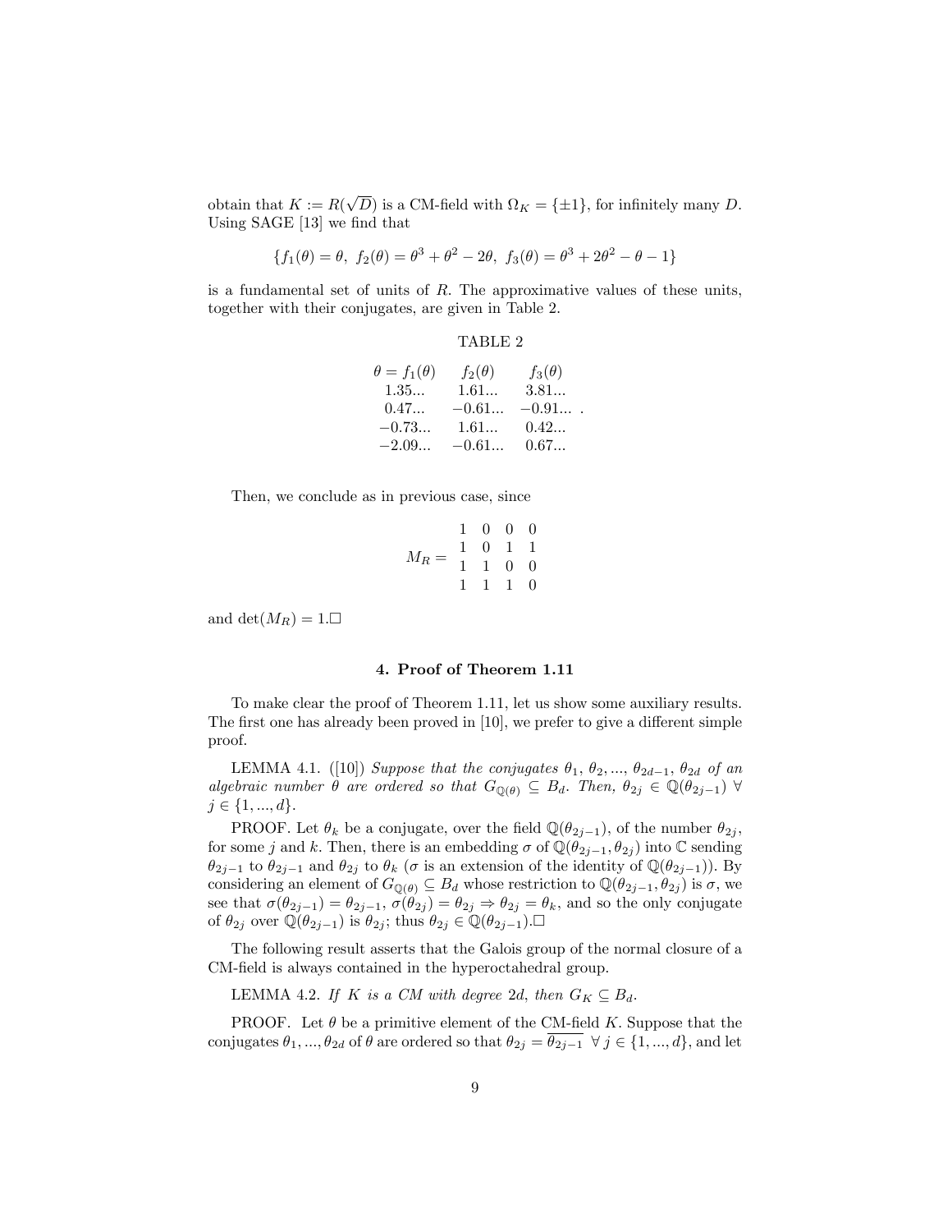obtain that $K := R(\sqrt{D})$ is a CM-field with $\Omega_K = \{\pm 1\}$, for infinitely many $D$. Using SAGE [13] we find that

$$\{f_1(\theta) = \theta,\ f_2(\theta) = \theta^3 + \theta^2 - 2\theta,\ f_3(\theta) = \theta^3 + 2\theta^2 - \theta - 1\}$$

is a fundamental set of units of $R$. The approximative values of these units, together with their conjugates, are given in Table 2.

TABLE 2

| $\theta = f_1(\theta)$ | $f_2(\theta)$ | $f_3(\theta)$ |
|---|---|---|
| 1.35... | 1.61... | 3.81... |
| 0.47... | −0.61... | −0.91... . |
| −0.73... | 1.61... | 0.42... |
| −2.09... | −0.61... | 0.67... |

Then, we conclude as in previous case, since

$$M_R = \begin{matrix} 1 & 0 & 0 & 0 \\ 1 & 0 & 1 & 1 \\ 1 & 1 & 0 & 0 \\ 1 & 1 & 1 & 0 \end{matrix}$$

and $\det(M_R) = 1$.□

## 4. Proof of Theorem 1.11

To make clear the proof of Theorem 1.11, let us show some auxiliary results. The first one has already been proved in [10], we prefer to give a different simple proof.

LEMMA 4.1. ([10]) *Suppose that the conjugates $\theta_1, \theta_2, ..., \theta_{2d-1}, \theta_{2d}$ of an algebraic number $\theta$ are ordered so that $G_{\mathbb{Q}(\theta)} \subseteq B_d$. Then, $\theta_{2j} \in \mathbb{Q}(\theta_{2j-1})$ $\forall$ $j \in \{1, ..., d\}$.*

PROOF. Let $\theta_k$ be a conjugate, over the field $\mathbb{Q}(\theta_{2j-1})$, of the number $\theta_{2j}$, for some $j$ and $k$. Then, there is an embedding $\sigma$ of $\mathbb{Q}(\theta_{2j-1}, \theta_{2j})$ into $\mathbb{C}$ sending $\theta_{2j-1}$ to $\theta_{2j-1}$ and $\theta_{2j}$ to $\theta_k$ ($\sigma$ is an extension of the identity of $\mathbb{Q}(\theta_{2j-1})$). By considering an element of $G_{\mathbb{Q}(\theta)} \subseteq B_d$ whose restriction to $\mathbb{Q}(\theta_{2j-1}, \theta_{2j})$ is $\sigma$, we see that $\sigma(\theta_{2j-1}) = \theta_{2j-1}$, $\sigma(\theta_{2j}) = \theta_{2j} \Rightarrow \theta_{2j} = \theta_k$, and so the only conjugate of $\theta_{2j}$ over $\mathbb{Q}(\theta_{2j-1})$ is $\theta_{2j}$; thus $\theta_{2j} \in \mathbb{Q}(\theta_{2j-1})$.□

The following result asserts that the Galois group of the normal closure of a CM-field is always contained in the hyperoctahedral group.

LEMMA 4.2. *If $K$ is a CM with degree $2d$, then $G_K \subseteq B_d$.*

PROOF. Let $\theta$ be a primitive element of the CM-field $K$. Suppose that the conjugates $\theta_1, ..., \theta_{2d}$ of $\theta$ are ordered so that $\theta_{2j} = \overline{\theta_{2j-1}}$ $\forall$ $j \in \{1, ..., d\}$, and let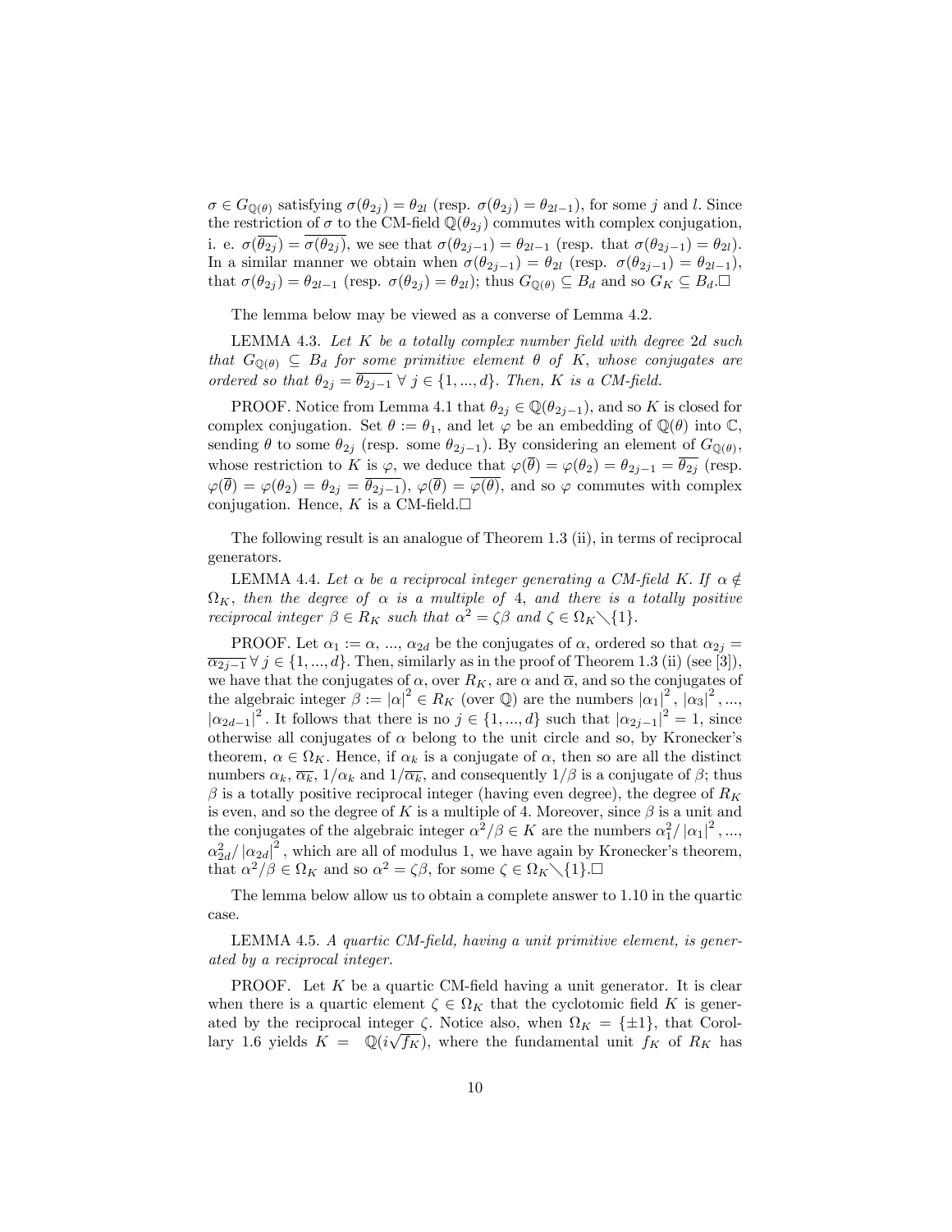$\sigma \in G_{\mathbb{Q}(\theta)}$ satisfying $\sigma(\theta_{2j}) = \theta_{2l}$ (resp. $\sigma(\theta_{2j}) = \theta_{2l-1}$), for some $j$ and $l$. Since the restriction of $\sigma$ to the CM-field $\mathbb{Q}(\theta_{2j})$ commutes with complex conjugation, i. e. $\sigma(\overline{\theta_{2j}}) = \overline{\sigma(\theta_{2j})}$, we see that $\sigma(\theta_{2j-1}) = \theta_{2l-1}$ (resp. that $\sigma(\theta_{2j-1}) = \theta_{2l}$). In a similar manner we obtain when $\sigma(\theta_{2j-1}) = \theta_{2l}$ (resp. $\sigma(\theta_{2j-1}) = \theta_{2l-1}$), that $\sigma(\theta_{2j}) = \theta_{2l-1}$ (resp. $\sigma(\theta_{2j}) = \theta_{2l}$); thus $G_{\mathbb{Q}(\theta)} \subseteq B_d$ and so $G_K \subseteq B_d$.□

The lemma below may be viewed as a converse of Lemma 4.2.

LEMMA 4.3. *Let $K$ be a totally complex number field with degree $2d$ such that $G_{\mathbb{Q}(\theta)} \subseteq B_d$ for some primitive element $\theta$ of $K$, whose conjugates are ordered so that $\theta_{2j} = \overline{\theta_{2j-1}}$ $\forall$ $j \in \{1, ..., d\}$. Then, $K$ is a CM-field.*

PROOF. Notice from Lemma 4.1 that $\theta_{2j} \in \mathbb{Q}(\theta_{2j-1})$, and so $K$ is closed for complex conjugation. Set $\theta := \theta_1$, and let $\varphi$ be an embedding of $\mathbb{Q}(\theta)$ into $\mathbb{C}$, sending $\theta$ to some $\theta_{2j}$ (resp. some $\theta_{2j-1}$). By considering an element of $G_{\mathbb{Q}(\theta)}$, whose restriction to $K$ is $\varphi$, we deduce that $\varphi(\overline{\theta}) = \varphi(\theta_2) = \theta_{2j-1} = \overline{\theta_{2j}}$ (resp. $\varphi(\overline{\theta}) = \varphi(\theta_2) = \theta_{2j} = \overline{\theta_{2j-1}}$), $\varphi(\overline{\theta}) = \overline{\varphi(\theta)}$, and so $\varphi$ commutes with complex conjugation. Hence, $K$ is a CM-field.□

The following result is an analogue of Theorem 1.3 (ii), in terms of reciprocal generators.

LEMMA 4.4. *Let $\alpha$ be a reciprocal integer generating a CM-field $K$. If $\alpha \notin \Omega_K$, then the degree of $\alpha$ is a multiple of 4, and there is a totally positive reciprocal integer $\beta \in R_K$ such that $\alpha^2 = \zeta\beta$ and $\zeta \in \Omega_K \diagdown \{1\}$.*

PROOF. Let $\alpha_1 := \alpha$, ..., $\alpha_{2d}$ be the conjugates of $\alpha$, ordered so that $\alpha_{2j} = \overline{\alpha_{2j-1}}$ $\forall$ $j \in \{1, ..., d\}$. Then, similarly as in the proof of Theorem 1.3 (ii) (see [3]), we have that the conjugates of $\alpha$, over $R_K$, are $\alpha$ and $\overline{\alpha}$, and so the conjugates of the algebraic integer $\beta := |\alpha|^2 \in R_K$ (over $\mathbb{Q}$) are the numbers $|\alpha_1|^2$, $|\alpha_3|^2$, ..., $|\alpha_{2d-1}|^2$. It follows that there is no $j \in \{1, ..., d\}$ such that $|\alpha_{2j-1}|^2 = 1$, since otherwise all conjugates of $\alpha$ belong to the unit circle and so, by Kronecker's theorem, $\alpha \in \Omega_K$. Hence, if $\alpha_k$ is a conjugate of $\alpha$, then so are all the distinct numbers $\alpha_k$, $\overline{\alpha_k}$, $1/\alpha_k$ and $1/\overline{\alpha_k}$, and consequently $1/\beta$ is a conjugate of $\beta$; thus $\beta$ is a totally positive reciprocal integer (having even degree), the degree of $R_K$ is even, and so the degree of $K$ is a multiple of 4. Moreover, since $\beta$ is a unit and the conjugates of the algebraic integer $\alpha^2/\beta \in K$ are the numbers $\alpha_1^2/|\alpha_1|^2$, ..., $\alpha_{2d}^2/|\alpha_{2d}|^2$, which are all of modulus 1, we have again by Kronecker's theorem, that $\alpha^2/\beta \in \Omega_K$ and so $\alpha^2 = \zeta\beta$, for some $\zeta \in \Omega_K \diagdown \{1\}$.□

The lemma below allow us to obtain a complete answer to 1.10 in the quartic case.

LEMMA 4.5. *A quartic CM-field, having a unit primitive element, is generated by a reciprocal integer.*

PROOF. Let $K$ be a quartic CM-field having a unit generator. It is clear when there is a quartic element $\zeta \in \Omega_K$ that the cyclotomic field $K$ is generated by the reciprocal integer $\zeta$. Notice also, when $\Omega_K = \{\pm 1\}$, that Corollary 1.6 yields $K = \mathbb{Q}(i\sqrt{f_K})$, where the fundamental unit $f_K$ of $R_K$ has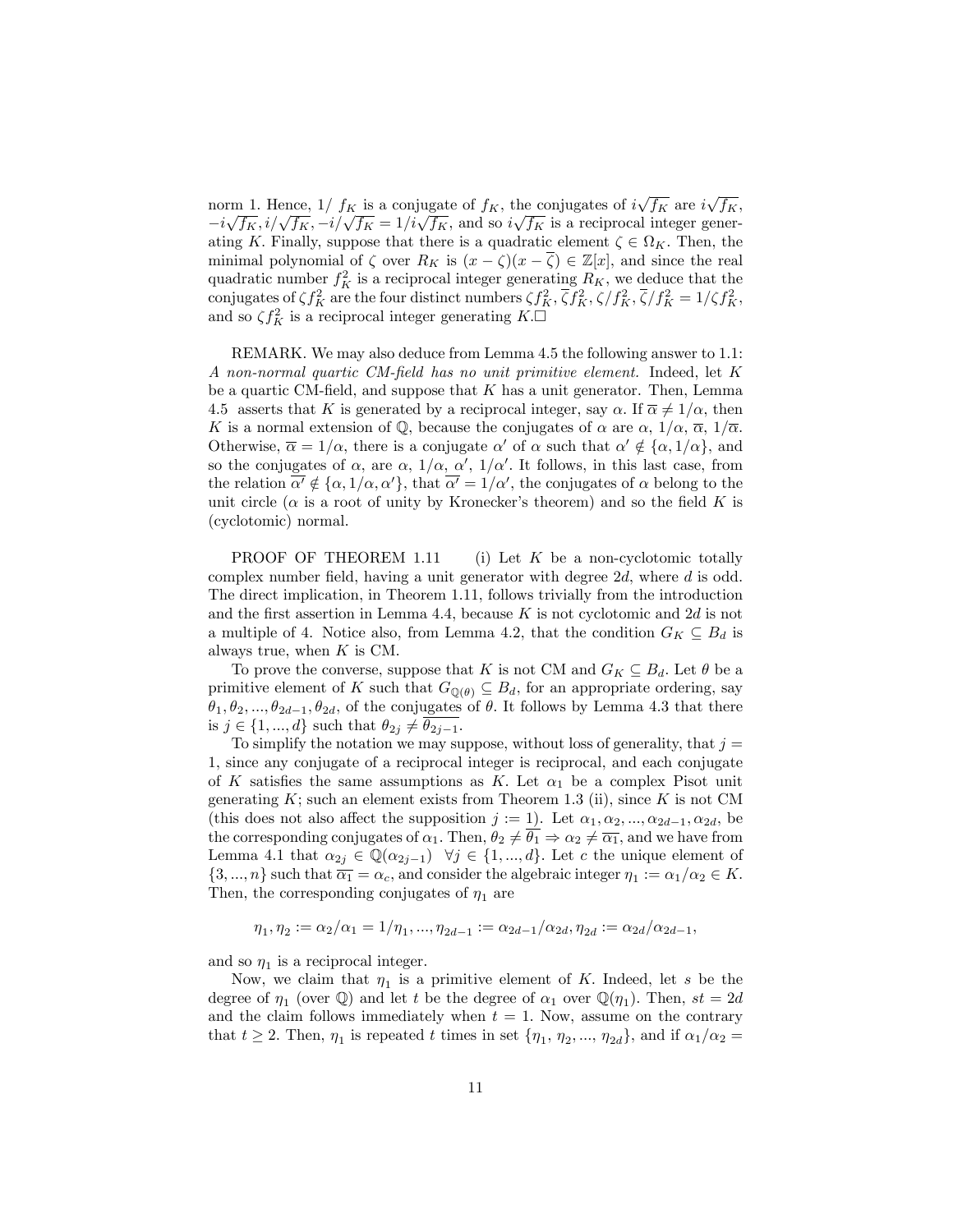norm 1. Hence, $1/\ f_K$ is a conjugate of $f_K$, the conjugates of $i\sqrt{f_K}$ are $i\sqrt{f_K}$, $-i\sqrt{f_K}, i/\sqrt{f_K}, -i/\sqrt{f_K} = 1/i\sqrt{f_K}$, and so $i\sqrt{f_K}$ is a reciprocal integer generating $K$. Finally, suppose that there is a quadratic element $\zeta \in \Omega_K$. Then, the minimal polynomial of $\zeta$ over $R_K$ is $(x-\zeta)(x-\overline{\zeta}) \in \mathbb{Z}[x]$, and since the real quadratic number $f_K^2$ is a reciprocal integer generating $R_K$, we deduce that the conjugates of $\zeta f_K^2$ are the four distinct numbers $\zeta f_K^2, \overline{\zeta} f_K^2, \zeta/f_K^2, \overline{\zeta}/f_K^2 = 1/\zeta f_K^2$, and so $\zeta f_K^2$ is a reciprocal integer generating $K$.□

REMARK. We may also deduce from Lemma 4.5 the following answer to 1.1: *A non-normal quartic CM-field has no unit primitive element.* Indeed, let $K$ be a quartic CM-field, and suppose that $K$ has a unit generator. Then, Lemma 4.5 asserts that $K$ is generated by a reciprocal integer, say $\alpha$. If $\overline{\alpha} \neq 1/\alpha$, then $K$ is a normal extension of $\mathbb{Q}$, because the conjugates of $\alpha$ are $\alpha$, $1/\alpha$, $\overline{\alpha}$, $1/\overline{\alpha}$. Otherwise, $\overline{\alpha} = 1/\alpha$, there is a conjugate $\alpha'$ of $\alpha$ such that $\alpha' \notin \{\alpha, 1/\alpha\}$, and so the conjugates of $\alpha$, are $\alpha$, $1/\alpha$, $\alpha'$, $1/\alpha'$. It follows, in this last case, from the relation $\overline{\alpha'} \notin \{\alpha, 1/\alpha, \alpha'\}$, that $\overline{\alpha'} = 1/\alpha'$, the conjugates of $\alpha$ belong to the unit circle ($\alpha$ is a root of unity by Kronecker's theorem) and so the field $K$ is (cyclotomic) normal.

PROOF OF THEOREM 1.11 (i) Let $K$ be a non-cyclotomic totally complex number field, having a unit generator with degree $2d$, where $d$ is odd. The direct implication, in Theorem 1.11, follows trivially from the introduction and the first assertion in Lemma 4.4, because $K$ is not cyclotomic and $2d$ is not a multiple of 4. Notice also, from Lemma 4.2, that the condition $G_K \subseteq B_d$ is always true, when $K$ is CM.

To prove the converse, suppose that $K$ is not CM and $G_K \subseteq B_d$. Let $\theta$ be a primitive element of $K$ such that $G_{\mathbb{Q}(\theta)} \subseteq B_d$, for an appropriate ordering, say $\theta_1, \theta_2, ..., \theta_{2d-1}, \theta_{2d}$, of the conjugates of $\theta$. It follows by Lemma 4.3 that there is $j \in \{1, ..., d\}$ such that $\theta_{2j} \neq \overline{\theta_{2j-1}}$.

To simplify the notation we may suppose, without loss of generality, that $j = 1$, since any conjugate of a reciprocal integer is reciprocal, and each conjugate of $K$ satisfies the same assumptions as $K$. Let $\alpha_1$ be a complex Pisot unit generating $K$; such an element exists from Theorem 1.3 (ii), since $K$ is not CM (this does not also affect the supposition $j := 1$). Let $\alpha_1, \alpha_2, ..., \alpha_{2d-1}, \alpha_{2d}$, be the corresponding conjugates of $\alpha_1$. Then, $\theta_2 \neq \overline{\theta_1} \Rightarrow \alpha_2 \neq \overline{\alpha_1}$, and we have from Lemma 4.1 that $\alpha_{2j} \in \mathbb{Q}(\alpha_{2j-1}) \quad \forall j \in \{1, ..., d\}$. Let $c$ the unique element of $\{3, ..., n\}$ such that $\overline{\alpha_1} = \alpha_c$, and consider the algebraic integer $\eta_1 := \alpha_1/\alpha_2 \in K$. Then, the corresponding conjugates of $\eta_1$ are

$$\eta_1, \eta_2 := \alpha_2/\alpha_1 = 1/\eta_1, ..., \eta_{2d-1} := \alpha_{2d-1}/\alpha_{2d}, \eta_{2d} := \alpha_{2d}/\alpha_{2d-1},$$

and so $\eta_1$ is a reciprocal integer.

Now, we claim that $\eta_1$ is a primitive element of $K$. Indeed, let $s$ be the degree of $\eta_1$ (over $\mathbb{Q}$) and let $t$ be the degree of $\alpha_1$ over $\mathbb{Q}(\eta_1)$. Then, $st = 2d$ and the claim follows immediately when $t = 1$. Now, assume on the contrary that $t \geq 2$. Then, $\eta_1$ is repeated $t$ times in set $\{\eta_1, \eta_2, ..., \eta_{2d}\}$, and if $\alpha_1/\alpha_2 =$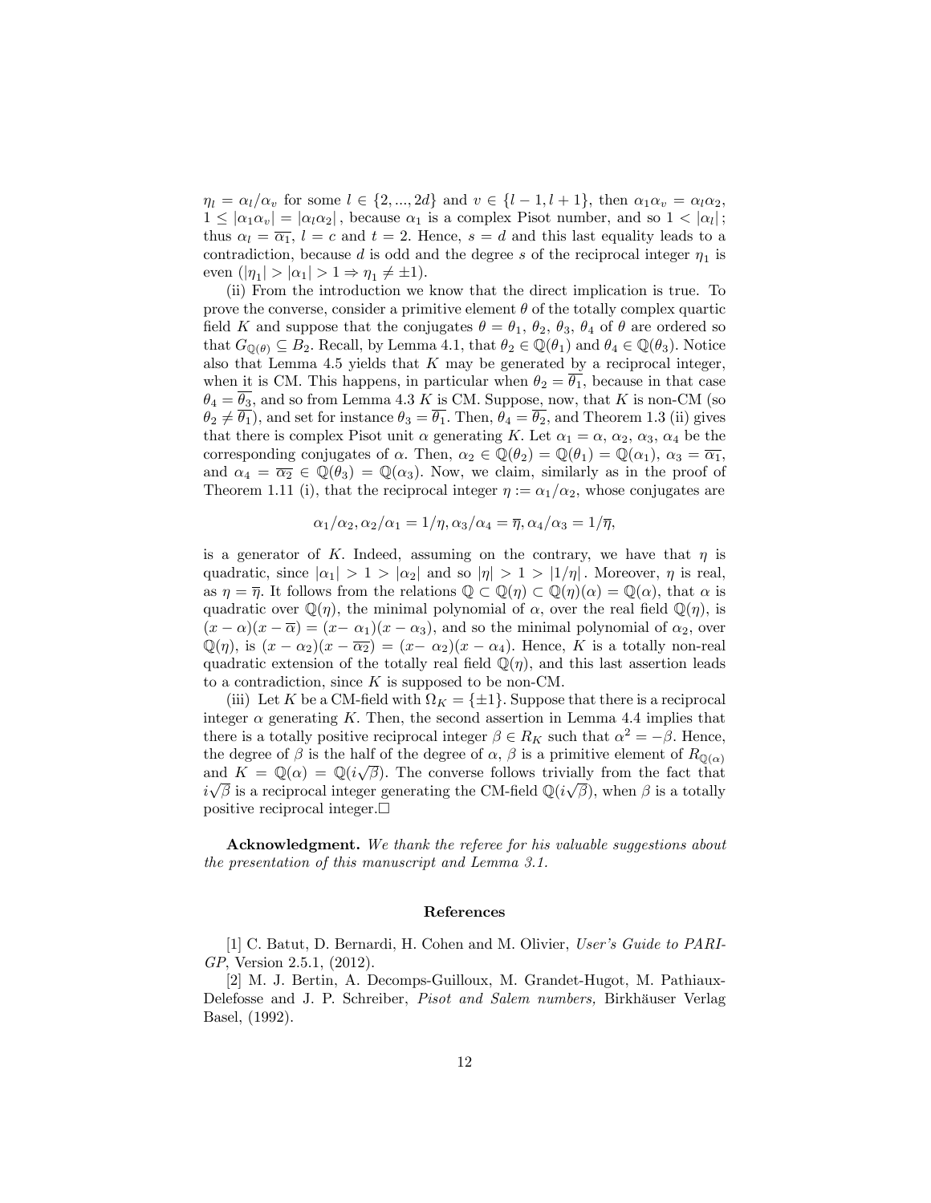$\eta_l = \alpha_l/\alpha_v$ for some $l \in \{2,...,2d\}$ and $v \in \{l-1, l+1\}$, then $\alpha_1\alpha_v = \alpha_l\alpha_2$, $1 \leq |\alpha_1\alpha_v| = |\alpha_l\alpha_2|$, because $\alpha_1$ is a complex Pisot number, and so $1 < |\alpha_l|$; thus $\alpha_l = \overline{\alpha_1}$, $l = c$ and $t = 2$. Hence, $s = d$ and this last equality leads to a contradiction, because $d$ is odd and the degree $s$ of the reciprocal integer $\eta_1$ is even ($|\eta_1| > |\alpha_1| > 1 \Rightarrow \eta_1 \neq \pm 1$).

(ii) From the introduction we know that the direct implication is true. To prove the converse, consider a primitive element $\theta$ of the totally complex quartic field $K$ and suppose that the conjugates $\theta = \theta_1$, $\theta_2$, $\theta_3$, $\theta_4$ of $\theta$ are ordered so that $G_{\mathbb{Q}(\theta)} \subseteq B_2$. Recall, by Lemma 4.1, that $\theta_2 \in \mathbb{Q}(\theta_1)$ and $\theta_4 \in \mathbb{Q}(\theta_3)$. Notice also that Lemma 4.5 yields that $K$ may be generated by a reciprocal integer, when it is CM. This happens, in particular when $\theta_2 = \overline{\theta_1}$, because in that case $\theta_4 = \overline{\theta_3}$, and so from Lemma 4.3 $K$ is CM. Suppose, now, that $K$ is non-CM (so $\theta_2 \neq \overline{\theta_1}$), and set for instance $\theta_3 = \overline{\theta_1}$. Then, $\theta_4 = \overline{\theta_2}$, and Theorem 1.3 (ii) gives that there is complex Pisot unit $\alpha$ generating $K$. Let $\alpha_1 = \alpha$, $\alpha_2$, $\alpha_3$, $\alpha_4$ be the corresponding conjugates of $\alpha$. Then, $\alpha_2 \in \mathbb{Q}(\theta_2) = \mathbb{Q}(\theta_1) = \mathbb{Q}(\alpha_1)$, $\alpha_3 = \overline{\alpha_1}$, and $\alpha_4 = \overline{\alpha_2} \in \mathbb{Q}(\theta_3) = \mathbb{Q}(\alpha_3)$. Now, we claim, similarly as in the proof of Theorem 1.11 (i), that the reciprocal integer $\eta := \alpha_1/\alpha_2$, whose conjugates are

$$\alpha_1/\alpha_2, \alpha_2/\alpha_1 = 1/\eta, \alpha_3/\alpha_4 = \overline{\eta}, \alpha_4/\alpha_3 = 1/\overline{\eta},$$

is a generator of $K$. Indeed, assuming on the contrary, we have that $\eta$ is quadratic, since $|\alpha_1| > 1 > |\alpha_2|$ and so $|\eta| > 1 > |1/\eta|$. Moreover, $\eta$ is real, as $\eta = \overline{\eta}$. It follows from the relations $\mathbb{Q} \subset \mathbb{Q}(\eta) \subset \mathbb{Q}(\eta)(\alpha) = \mathbb{Q}(\alpha)$, that $\alpha$ is quadratic over $\mathbb{Q}(\eta)$, the minimal polynomial of $\alpha$, over the real field $\mathbb{Q}(\eta)$, is $(x-\alpha)(x-\overline{\alpha}) = (x-\alpha_1)(x-\alpha_3)$, and so the minimal polynomial of $\alpha_2$, over $\mathbb{Q}(\eta)$, is $(x-\alpha_2)(x-\overline{\alpha_2}) = (x-\alpha_2)(x-\alpha_4)$. Hence, $K$ is a totally non-real quadratic extension of the totally real field $\mathbb{Q}(\eta)$, and this last assertion leads to a contradiction, since $K$ is supposed to be non-CM.

(iii) Let $K$ be a CM-field with $\Omega_K = \{\pm 1\}$. Suppose that there is a reciprocal integer $\alpha$ generating $K$. Then, the second assertion in Lemma 4.4 implies that there is a totally positive reciprocal integer $\beta \in R_K$ such that $\alpha^2 = -\beta$. Hence, the degree of $\beta$ is the half of the degree of $\alpha$, $\beta$ is a primitive element of $R_{\mathbb{Q}(\alpha)}$ and $K = \mathbb{Q}(\alpha) = \mathbb{Q}(i\sqrt{\beta})$. The converse follows trivially from the fact that $i\sqrt{\beta}$ is a reciprocal integer generating the CM-field $\mathbb{Q}(i\sqrt{\beta})$, when $\beta$ is a totally positive reciprocal integer.$\square$

**Acknowledgment.** *We thank the referee for his valuable suggestions about the presentation of this manuscript and Lemma 3.1.*

## References

[1] C. Batut, D. Bernardi, H. Cohen and M. Olivier, *User's Guide to PARI-GP*, Version 2.5.1, (2012).

[2] M. J. Bertin, A. Decomps-Guilloux, M. Grandet-Hugot, M. Pathiaux-Delefosse and J. P. Schreiber, *Pisot and Salem numbers,* Birkhäuser Verlag Basel, (1992).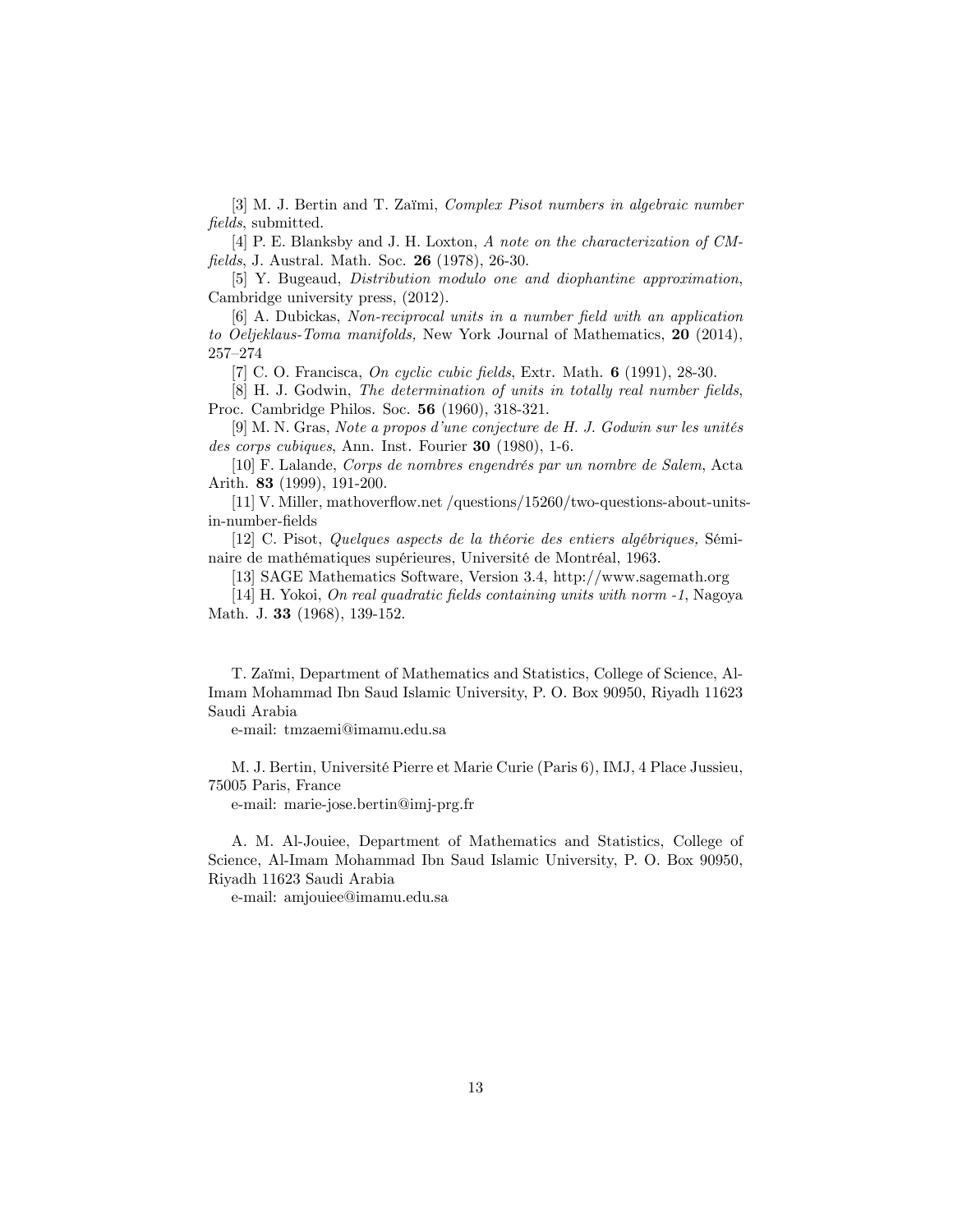[3] M. J. Bertin and T. Zaïmi, *Complex Pisot numbers in algebraic number fields*, submitted.

[4] P. E. Blanksby and J. H. Loxton, *A note on the characterization of CM-fields*, J. Austral. Math. Soc. **26** (1978), 26-30.

[5] Y. Bugeaud, *Distribution modulo one and diophantine approximation*, Cambridge university press, (2012).

[6] A. Dubickas, *Non-reciprocal units in a number field with an application to Oeljeklaus-Toma manifolds,* New York Journal of Mathematics, **20** (2014), 257–274

[7] C. O. Francisca, *On cyclic cubic fields*, Extr. Math. **6** (1991), 28-30.

[8] H. J. Godwin, *The determination of units in totally real number fields*, Proc. Cambridge Philos. Soc. **56** (1960), 318-321.

[9] M. N. Gras, *Note a propos d'une conjecture de H. J. Godwin sur les unités des corps cubiques*, Ann. Inst. Fourier **30** (1980), 1-6.

[10] F. Lalande, *Corps de nombres engendrés par un nombre de Salem*, Acta Arith. **83** (1999), 191-200.

[11] V. Miller, mathoverflow.net /questions/15260/two-questions-about-units-in-number-fields

[12] C. Pisot, *Quelques aspects de la théorie des entiers algébriques,* Séminaire de mathématiques supérieures, Université de Montréal, 1963.

[13] SAGE Mathematics Software, Version 3.4, http://www.sagemath.org

[14] H. Yokoi, *On real quadratic fields containing units with norm -1*, Nagoya Math. J. **33** (1968), 139-152.

T. Zaïmi, Department of Mathematics and Statistics, College of Science, Al-Imam Mohammad Ibn Saud Islamic University, P. O. Box 90950, Riyadh 11623 Saudi Arabia

e-mail: tmzaemi@imamu.edu.sa

M. J. Bertin, Université Pierre et Marie Curie (Paris 6), IMJ, 4 Place Jussieu, 75005 Paris, France

e-mail: marie-jose.bertin@imj-prg.fr

A. M. Al-Jouiee, Department of Mathematics and Statistics, College of Science, Al-Imam Mohammad Ibn Saud Islamic University, P. O. Box 90950, Riyadh 11623 Saudi Arabia

e-mail: amjouiee@imamu.edu.sa